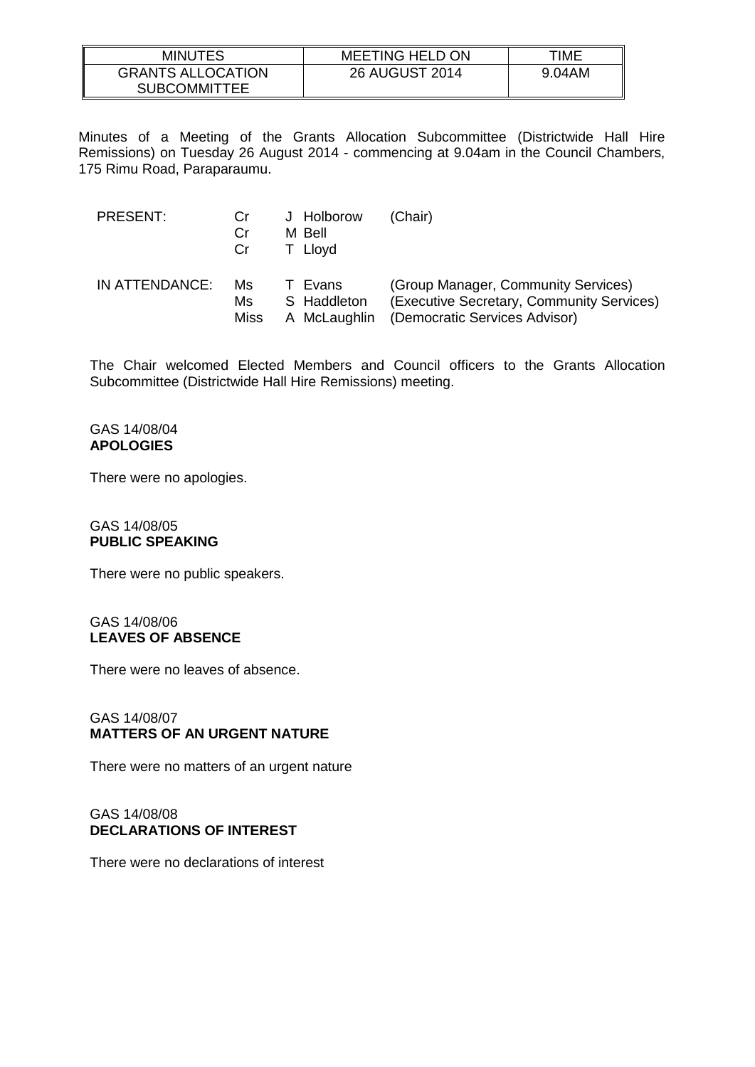| MINUTES | MEETING HELD ON | TIME |
| --- | --- | --- |
| GRANTS ALLOCATION SUBCOMMITTEE | 26 AUGUST 2014 | 9.04AM |

Minutes of a Meeting of the Grants Allocation Subcommittee (Districtwide Hall Hire Remissions) on Tuesday 26 August 2014 - commencing at 9.04am in the Council Chambers, 175 Rimu Road, Paraparaumu.

| | | | |
| --- | --- | --- | --- |
| PRESENT: | Cr | J Holborow | (Chair) |
| | Cr | M Bell | |
| | Cr | T Lloyd | |
| IN ATTENDANCE: | Ms | T Evans | (Group Manager, Community Services) |
| | Ms | S Haddleton | (Executive Secretary, Community Services) |
| | Miss | A McLaughlin | (Democratic Services Advisor) |

The Chair welcomed Elected Members and Council officers to the Grants Allocation Subcommittee (Districtwide Hall Hire Remissions) meeting.

GAS 14/08/04
**APOLOGIES**

There were no apologies.

GAS 14/08/05
**PUBLIC SPEAKING**

There were no public speakers.

GAS 14/08/06
**LEAVES OF ABSENCE**

There were no leaves of absence.

GAS 14/08/07
**MATTERS OF AN URGENT NATURE**

There were no matters of an urgent nature

GAS 14/08/08
**DECLARATIONS OF INTEREST**

There were no declarations of interest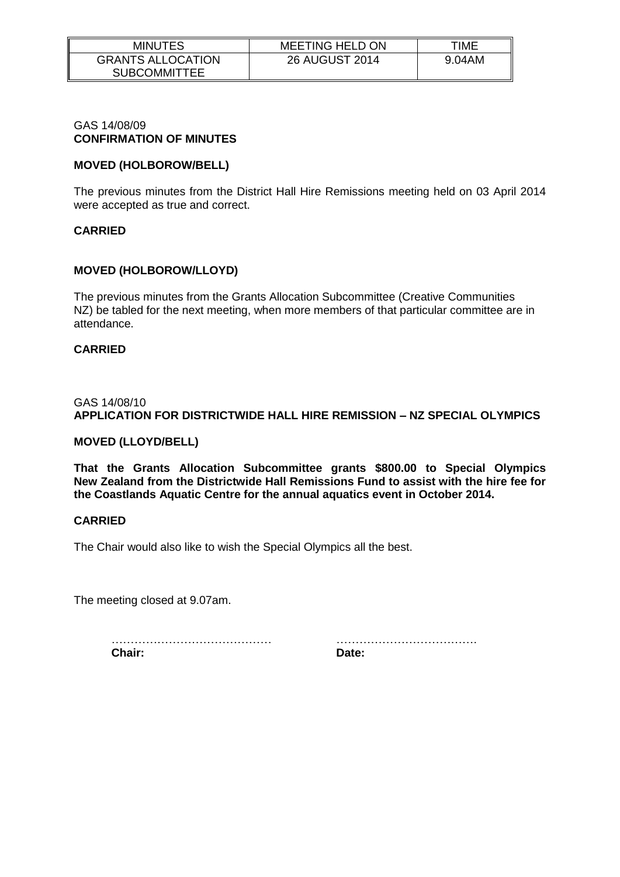| MINUTES | MEETING HELD ON | TIME |
| --- | --- | --- |
| GRANTS ALLOCATION SUBCOMMITTEE | 26 AUGUST 2014 | 9.04AM |

GAS 14/08/09
**CONFIRMATION OF MINUTES**

**MOVED (HOLBOROW/BELL)**

The previous minutes from the District Hall Hire Remissions meeting held on 03 April 2014 were accepted as true and correct.

**CARRIED**

**MOVED (HOLBOROW/LLOYD)**

The previous minutes from the Grants Allocation Subcommittee (Creative Communities NZ) be tabled for the next meeting, when more members of that particular committee are in attendance.

**CARRIED**

GAS 14/08/10
**APPLICATION FOR DISTRICTWIDE HALL HIRE REMISSION – NZ SPECIAL OLYMPICS**

**MOVED (LLOYD/BELL)**

**That the Grants Allocation Subcommittee grants $800.00 to Special Olympics New Zealand from the Districtwide Hall Remissions Fund to assist with the hire fee for the Coastlands Aquatic Centre for the annual aquatics event in October 2014.**

**CARRIED**

The Chair would also like to wish the Special Olympics all the best.

The meeting closed at 9.07am.

…………………………………… ………………………………

**Chair:** **Date:**